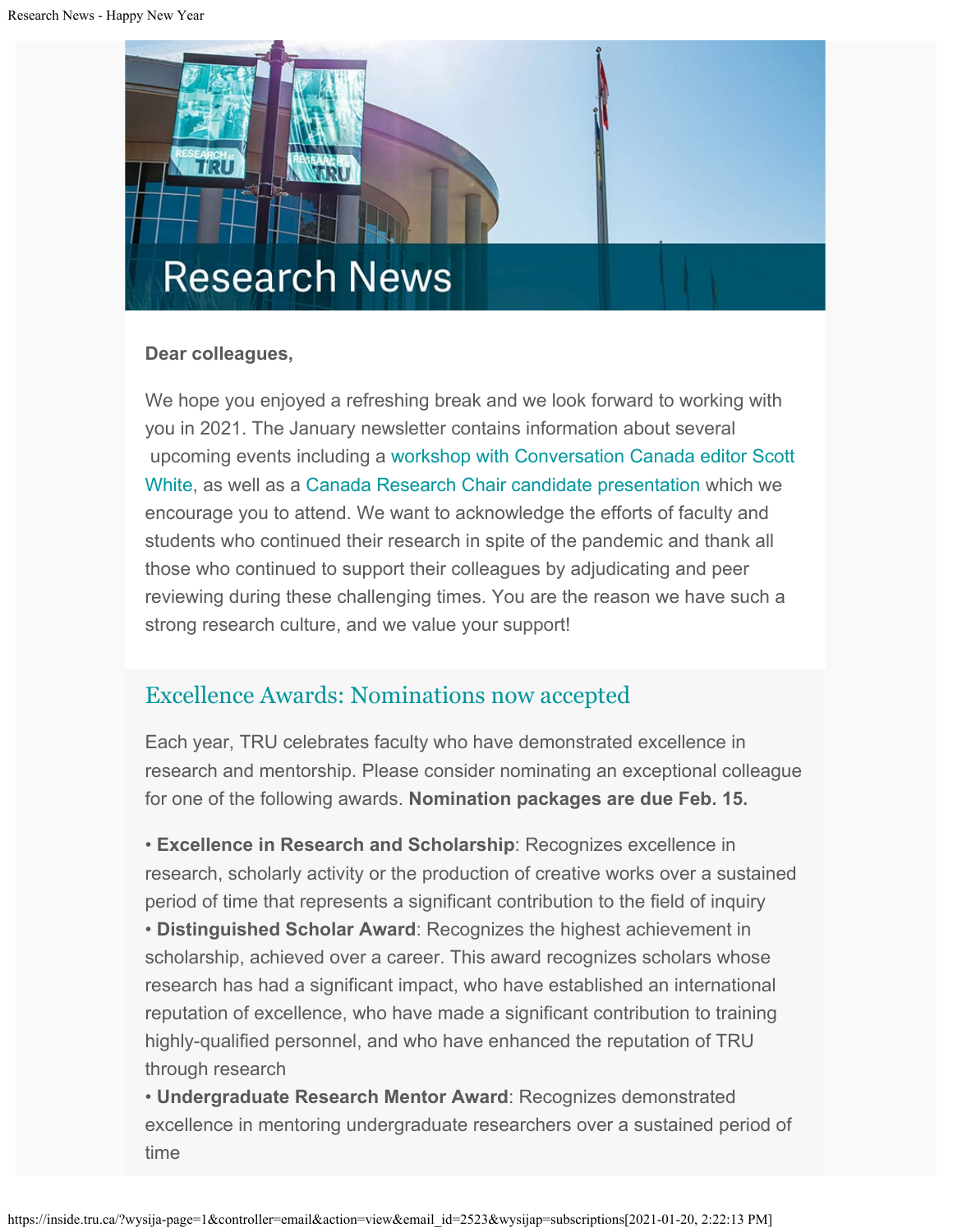# Research News

**Dear colleagues,**

We hope you enjoyed a refreshing break and we look forward to working with you in 2021. The January newsletter contains information about several upcoming events including a workshop with Conversation Canada editor Scott White, as well as a Canada Research Chair candidate presentation which we encourage you to attend. We want to acknowledge the efforts of faculty and students who continued their research in spite of the pandemic and thank all those who continued to support their colleagues by adjudicating and peer reviewing during these challenging times. You are the reason we have such a strong research culture, and we value your support!

## Excellence Awards: Nominations now accepted

Each year, TRU celebrates faculty who have demonstrated excellence in research and mentorship. Please consider nominating an exceptional colleague for one of the following awards. **Nomination packages are due Feb. 15.**

- **Excellence in Research and Scholarship**: Recognizes excellence in research, scholarly activity or the production of creative works over a sustained period of time that represents a significant contribution to the field of inquiry
- **Distinguished Scholar Award**: Recognizes the highest achievement in scholarship, achieved over a career. This award recognizes scholars whose research has had a significant impact, who have established an international reputation of excellence, who have made a significant contribution to training highly-qualified personnel, and who have enhanced the reputation of TRU through research
- **Undergraduate Research Mentor Award**: Recognizes demonstrated excellence in mentoring undergraduate researchers over a sustained period of time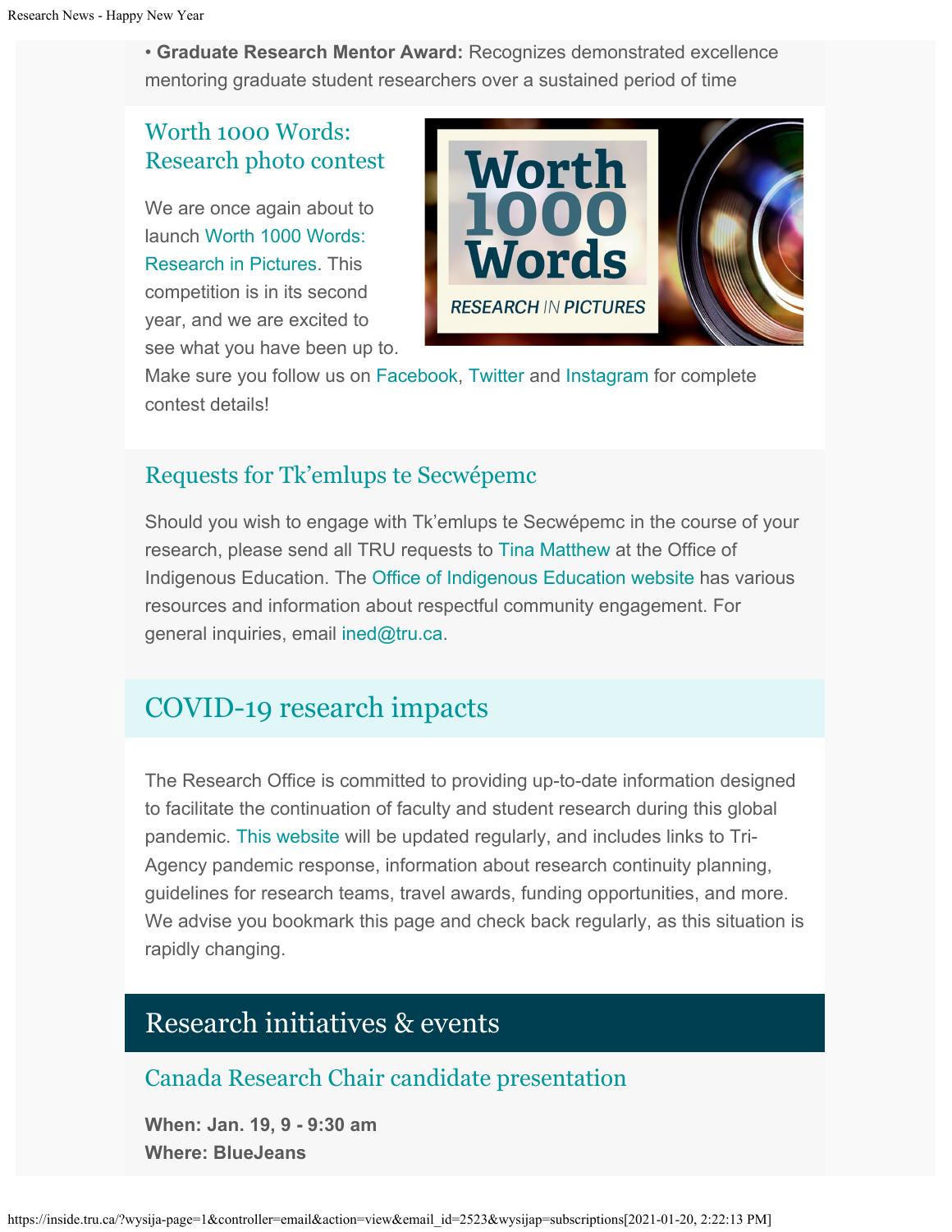• **Graduate Research Mentor Award:** Recognizes demonstrated excellence mentoring graduate student researchers over a sustained period of time

### Worth 1000 Words: Research photo contest

We are once again about to launch Worth 1000 Words: Research in Pictures. This competition is in its second year, and we are excited to see what you have been up to. Make sure you follow us on Facebook, Twitter and Instagram for complete contest details!

### Requests for Tk'emlups te Secwépemc

Should you wish to engage with Tk'emlups te Secwépemc in the course of your research, please send all TRU requests to Tina Matthew at the Office of Indigenous Education. The Office of Indigenous Education website has various resources and information about respectful community engagement. For general inquiries, email ined@tru.ca.

## COVID-19 research impacts

The Research Office is committed to providing up-to-date information designed to facilitate the continuation of faculty and student research during this global pandemic. This website will be updated regularly, and includes links to Tri-Agency pandemic response, information about research continuity planning, guidelines for research teams, travel awards, funding opportunities, and more. We advise you bookmark this page and check back regularly, as this situation is rapidly changing.

## Research initiatives & events

### Canada Research Chair candidate presentation

**When: Jan. 19, 9 - 9:30 am**
**Where: BlueJeans**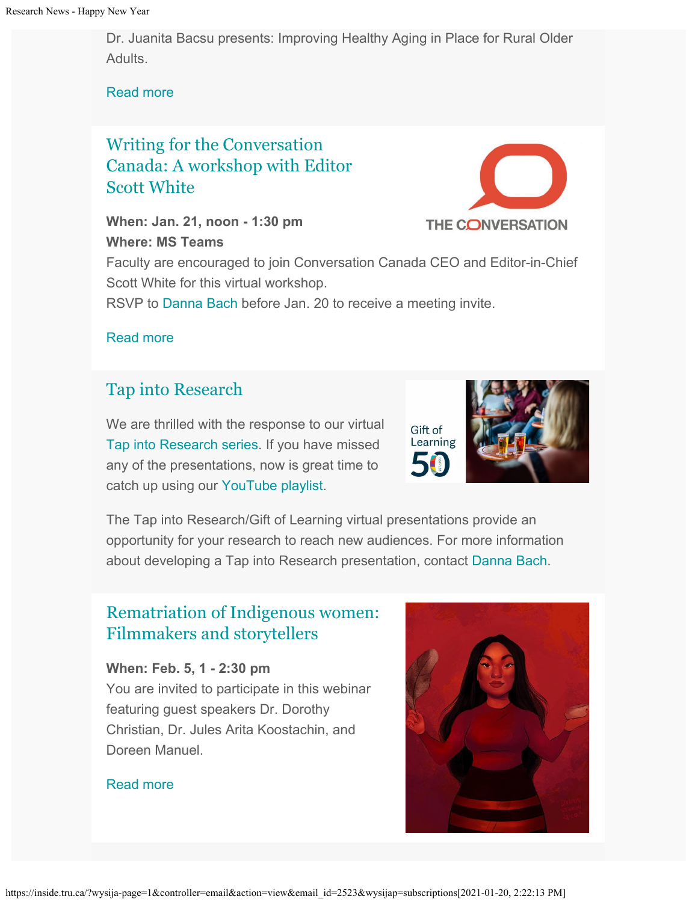Dr. Juanita Bacsu presents: Improving Healthy Aging in Place for Rural Older Adults.

Read more

## Writing for the Conversation Canada: A workshop with Editor Scott White

**When: Jan. 21, noon - 1:30 pm**
**Where: MS Teams**
Faculty are encouraged to join Conversation Canada CEO and Editor-in-Chief Scott White for this virtual workshop.
RSVP to Danna Bach before Jan. 20 to receive a meeting invite.

Read more

## Tap into Research

We are thrilled with the response to our virtual Tap into Research series. If you have missed any of the presentations, now is great time to catch up using our YouTube playlist.

The Tap into Research/Gift of Learning virtual presentations provide an opportunity for your research to reach new audiences. For more information about developing a Tap into Research presentation, contact Danna Bach.

## Rematriation of Indigenous women: Filmmakers and storytellers

**When: Feb. 5, 1 - 2:30 pm**
You are invited to participate in this webinar featuring guest speakers Dr. Dorothy Christian, Dr. Jules Arita Koostachin, and Doreen Manuel.

Read more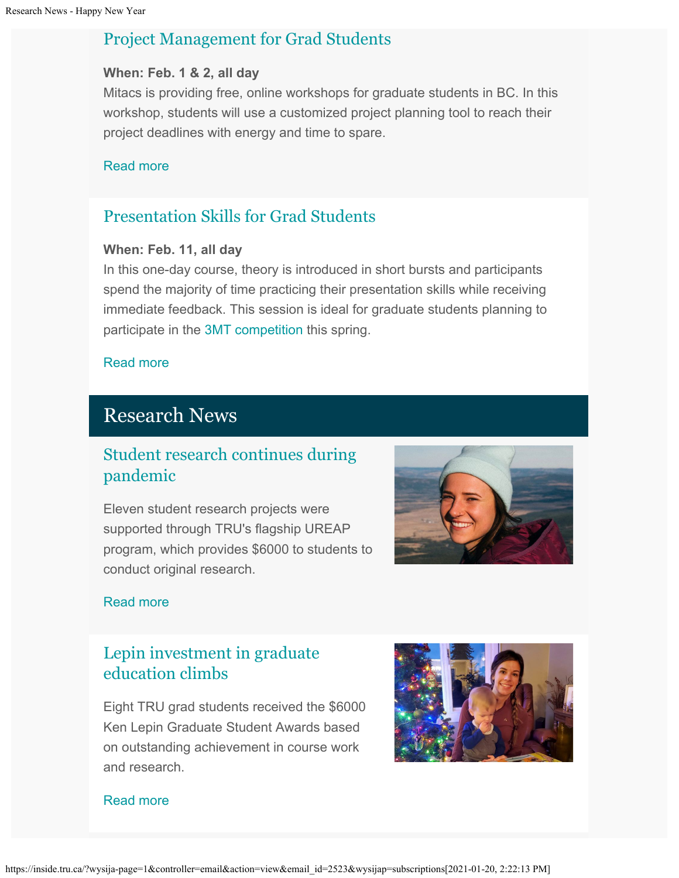### Project Management for Grad Students

**When: Feb. 1 & 2, all day**
Mitacs is providing free, online workshops for graduate students in BC. In this workshop, students will use a customized project planning tool to reach their project deadlines with energy and time to spare.

Read more

### Presentation Skills for Grad Students

**When: Feb. 11, all day**
In this one-day course, theory is introduced in short bursts and participants spend the majority of time practicing their presentation skills while receiving immediate feedback. This session is ideal for graduate students planning to participate in the 3MT competition this spring.

Read more

## Research News

### Student research continues during pandemic

Eleven student research projects were supported through TRU's flagship UREAP program, which provides $6000 to students to conduct original research.

Read more

### Lepin investment in graduate education climbs

Eight TRU grad students received the $6000 Ken Lepin Graduate Student Awards based on outstanding achievement in course work and research.

Read more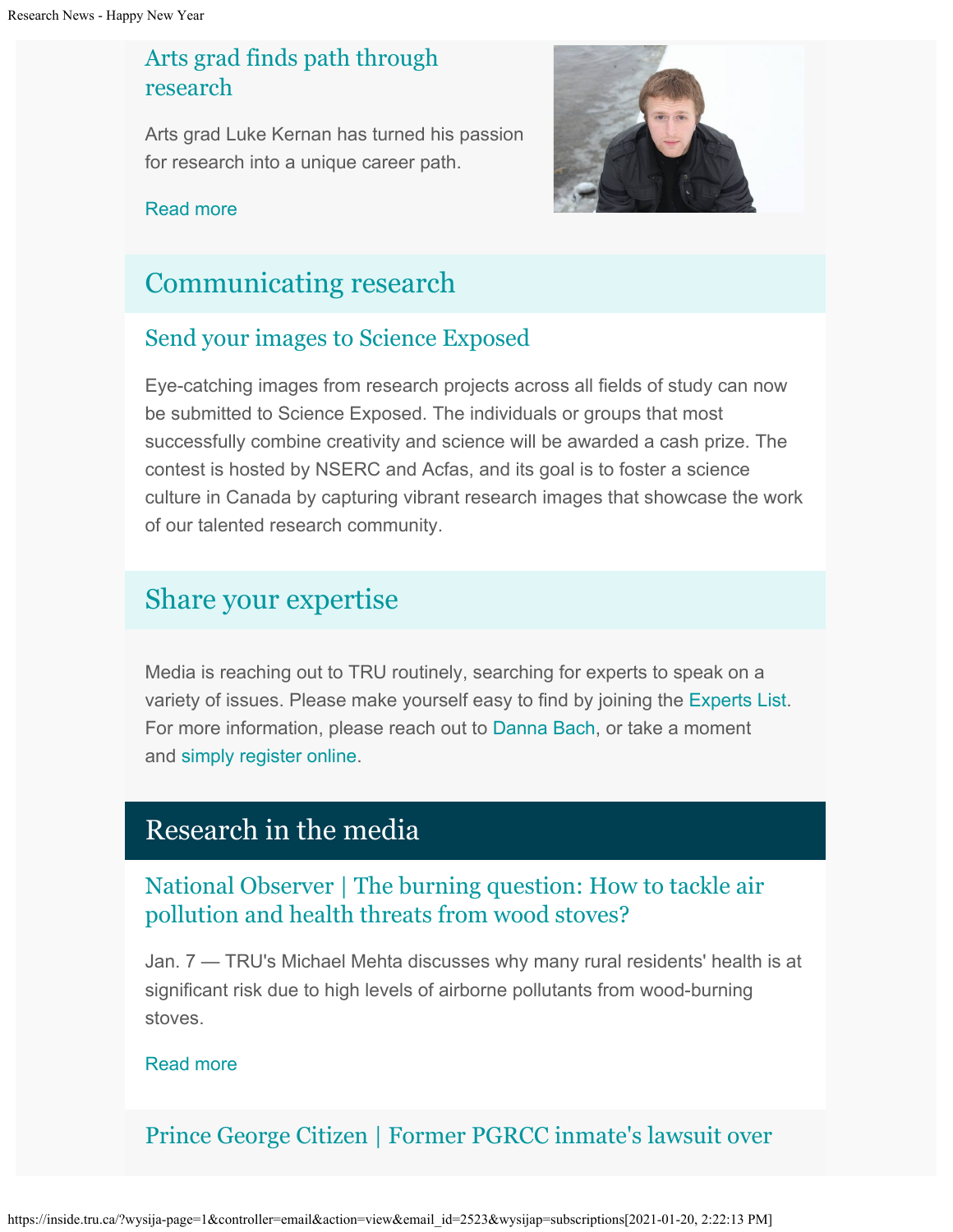### Arts grad finds path through research

Arts grad Luke Kernan has turned his passion for research into a unique career path.

Read more

## Communicating research

### Send your images to Science Exposed

Eye-catching images from research projects across all fields of study can now be submitted to Science Exposed. The individuals or groups that most successfully combine creativity and science will be awarded a cash prize. The contest is hosted by NSERC and Acfas, and its goal is to foster a science culture in Canada by capturing vibrant research images that showcase the work of our talented research community.

## Share your expertise

Media is reaching out to TRU routinely, searching for experts to speak on a variety of issues. Please make yourself easy to find by joining the Experts List. For more information, please reach out to Danna Bach, or take a moment and simply register online.

## Research in the media

### National Observer | The burning question: How to tackle air pollution and health threats from wood stoves?

Jan. 7 — TRU's Michael Mehta discusses why many rural residents' health is at significant risk due to high levels of airborne pollutants from wood-burning stoves.

Read more

### Prince George Citizen | Former PGRCC inmate's lawsuit over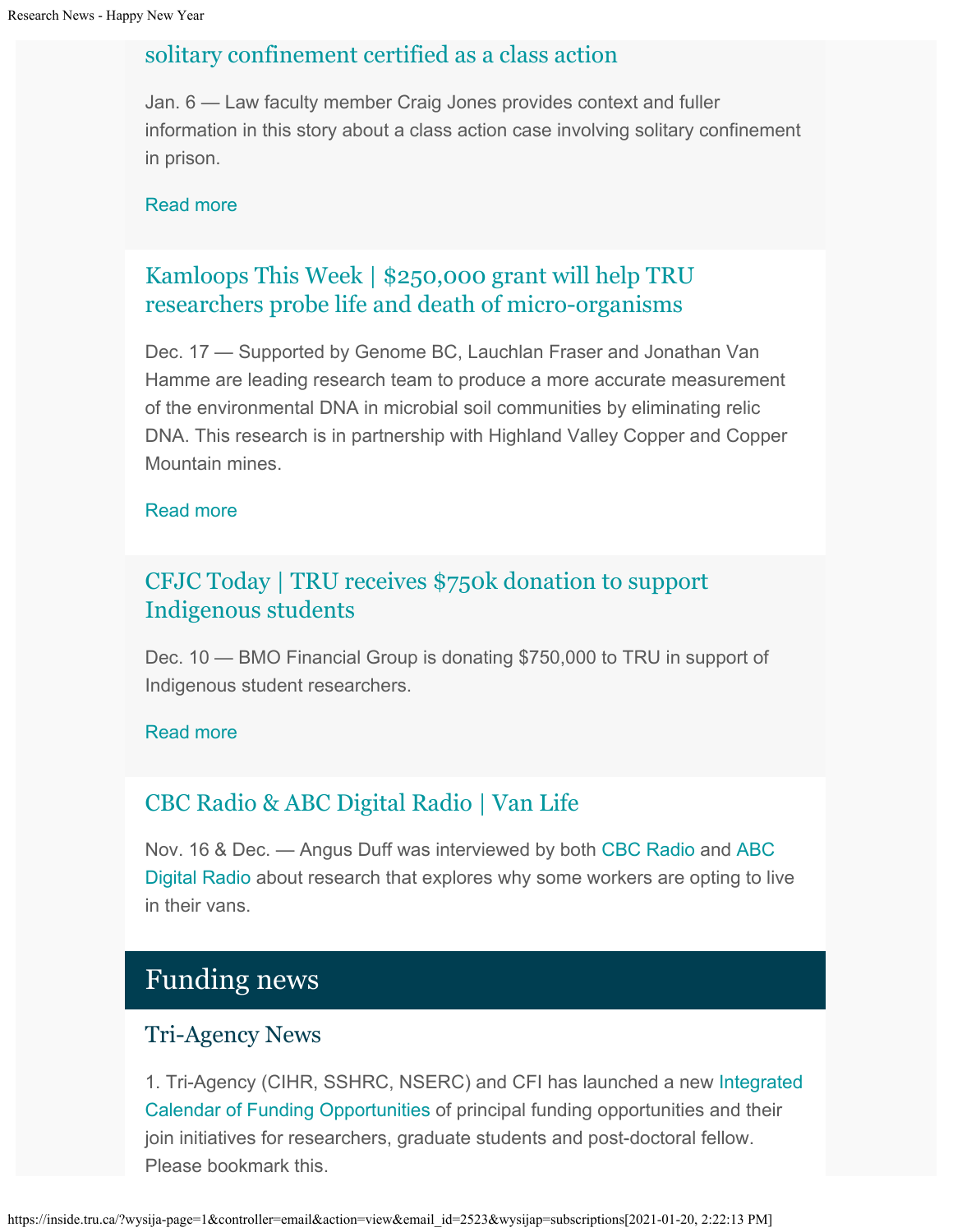### solitary confinement certified as a class action

Jan. 6 — Law faculty member Craig Jones provides context and fuller information in this story about a class action case involving solitary confinement in prison.

Read more

### Kamloops This Week | $250,000 grant will help TRU researchers probe life and death of micro-organisms

Dec. 17 — Supported by Genome BC, Lauchlan Fraser and Jonathan Van Hamme are leading research team to produce a more accurate measurement of the environmental DNA in microbial soil communities by eliminating relic DNA. This research is in partnership with Highland Valley Copper and Copper Mountain mines.

Read more

### CFJC Today | TRU receives $750k donation to support Indigenous students

Dec. 10 — BMO Financial Group is donating $750,000 to TRU in support of Indigenous student researchers.

Read more

### CBC Radio & ABC Digital Radio | Van Life

Nov. 16 & Dec. — Angus Duff was interviewed by both CBC Radio and ABC Digital Radio about research that explores why some workers are opting to live in their vans.

## Funding news

### Tri-Agency News

1. Tri-Agency (CIHR, SSHRC, NSERC) and CFI has launched a new Integrated Calendar of Funding Opportunities of principal funding opportunities and their join initiatives for researchers, graduate students and post-doctoral fellow. Please bookmark this.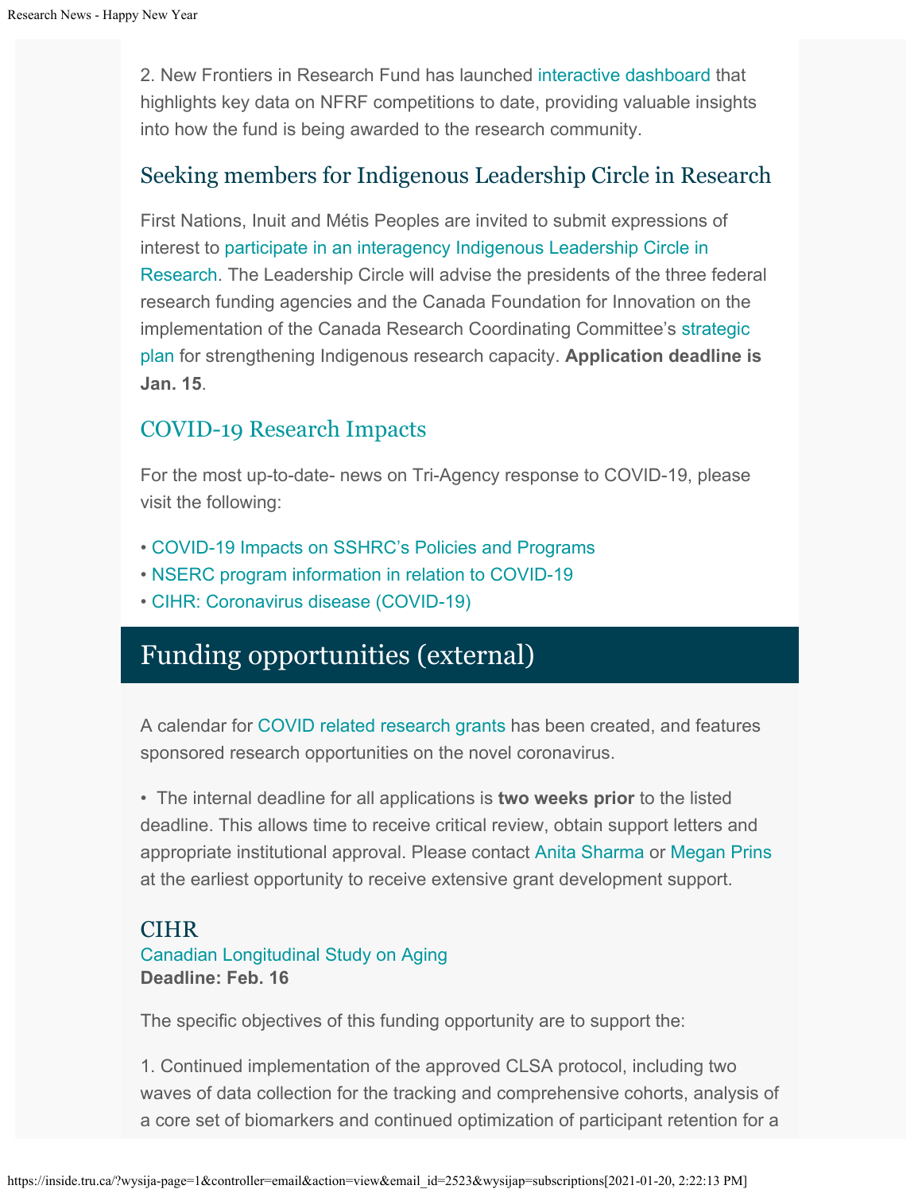2. New Frontiers in Research Fund has launched interactive dashboard that highlights key data on NFRF competitions to date, providing valuable insights into how the fund is being awarded to the research community.

### Seeking members for Indigenous Leadership Circle in Research

First Nations, Inuit and Métis Peoples are invited to submit expressions of interest to participate in an interagency Indigenous Leadership Circle in Research. The Leadership Circle will advise the presidents of the three federal research funding agencies and the Canada Foundation for Innovation on the implementation of the Canada Research Coordinating Committee's strategic plan for strengthening Indigenous research capacity. **Application deadline is Jan. 15**.

### COVID-19 Research Impacts

For the most up-to-date- news on Tri-Agency response to COVID-19, please visit the following:

- COVID-19 Impacts on SSHRC's Policies and Programs
- NSERC program information in relation to COVID-19
- CIHR: Coronavirus disease (COVID-19)

## Funding opportunities (external)

A calendar for COVID related research grants has been created, and features sponsored research opportunities on the novel coronavirus.

- The internal deadline for all applications is **two weeks prior** to the listed deadline. This allows time to receive critical review, obtain support letters and appropriate institutional approval. Please contact Anita Sharma or Megan Prins at the earliest opportunity to receive extensive grant development support.

### CIHR

Canadian Longitudinal Study on Aging
**Deadline: Feb. 16**

The specific objectives of this funding opportunity are to support the:

1. Continued implementation of the approved CLSA protocol, including two waves of data collection for the tracking and comprehensive cohorts, analysis of a core set of biomarkers and continued optimization of participant retention for a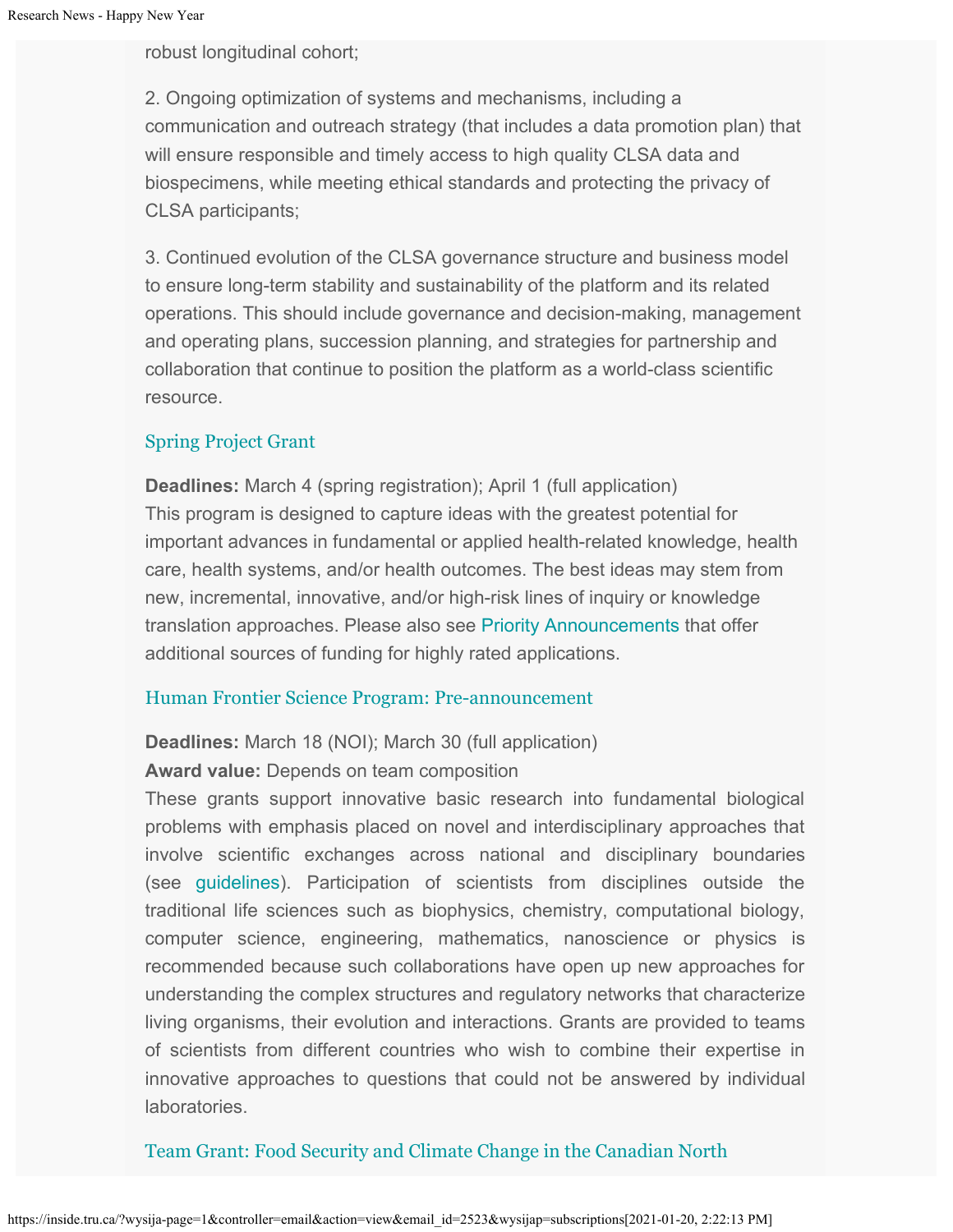robust longitudinal cohort;

2. Ongoing optimization of systems and mechanisms, including a communication and outreach strategy (that includes a data promotion plan) that will ensure responsible and timely access to high quality CLSA data and biospecimens, while meeting ethical standards and protecting the privacy of CLSA participants;

3. Continued evolution of the CLSA governance structure and business model to ensure long-term stability and sustainability of the platform and its related operations. This should include governance and decision-making, management and operating plans, succession planning, and strategies for partnership and collaboration that continue to position the platform as a world-class scientific resource.

### Spring Project Grant

**Deadlines:** March 4 (spring registration); April 1 (full application)
This program is designed to capture ideas with the greatest potential for important advances in fundamental or applied health-related knowledge, health care, health systems, and/or health outcomes. The best ideas may stem from new, incremental, innovative, and/or high-risk lines of inquiry or knowledge translation approaches. Please also see Priority Announcements that offer additional sources of funding for highly rated applications.

### Human Frontier Science Program: Pre-announcement

**Deadlines:** March 18 (NOI); March 30 (full application)
**Award value:** Depends on team composition
These grants support innovative basic research into fundamental biological problems with emphasis placed on novel and interdisciplinary approaches that involve scientific exchanges across national and disciplinary boundaries (see guidelines). Participation of scientists from disciplines outside the traditional life sciences such as biophysics, chemistry, computational biology, computer science, engineering, mathematics, nanoscience or physics is recommended because such collaborations have open up new approaches for understanding the complex structures and regulatory networks that characterize living organisms, their evolution and interactions. Grants are provided to teams of scientists from different countries who wish to combine their expertise in innovative approaches to questions that could not be answered by individual laboratories.

### Team Grant: Food Security and Climate Change in the Canadian North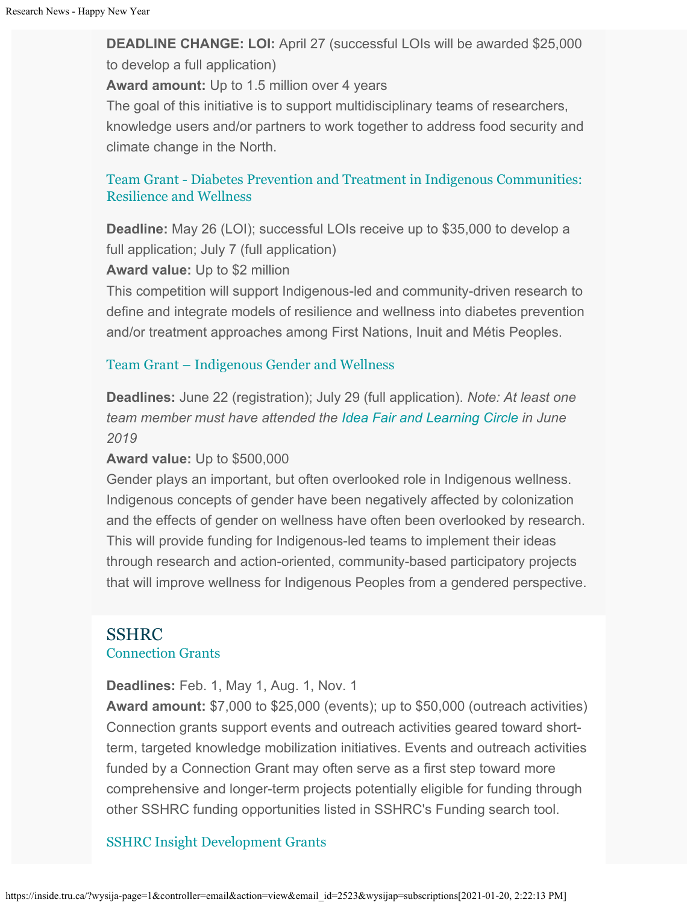**DEADLINE CHANGE: LOI:** April 27 (successful LOIs will be awarded $25,000 to develop a full application)
**Award amount:** Up to 1.5 million over 4 years
The goal of this initiative is to support multidisciplinary teams of researchers, knowledge users and/or partners to work together to address food security and climate change in the North.

### Team Grant - Diabetes Prevention and Treatment in Indigenous Communities: Resilience and Wellness

**Deadline:** May 26 (LOI); successful LOIs receive up to $35,000 to develop a full application; July 7 (full application)
**Award value:** Up to $2 million
This competition will support Indigenous-led and community-driven research to define and integrate models of resilience and wellness into diabetes prevention and/or treatment approaches among First Nations, Inuit and Métis Peoples.

### Team Grant – Indigenous Gender and Wellness

**Deadlines:** June 22 (registration); July 29 (full application). *Note: At least one team member must have attended the Idea Fair and Learning Circle in June 2019*
**Award value:** Up to $500,000
Gender plays an important, but often overlooked role in Indigenous wellness. Indigenous concepts of gender have been negatively affected by colonization and the effects of gender on wellness have often been overlooked by research. This will provide funding for Indigenous-led teams to implement their ideas through research and action-oriented, community-based participatory projects that will improve wellness for Indigenous Peoples from a gendered perspective.

## SSHRC

### Connection Grants

**Deadlines:** Feb. 1, May 1, Aug. 1, Nov. 1
**Award amount:** $7,000 to $25,000 (events); up to $50,000 (outreach activities)
Connection grants support events and outreach activities geared toward short-term, targeted knowledge mobilization initiatives. Events and outreach activities funded by a Connection Grant may often serve as a first step toward more comprehensive and longer-term projects potentially eligible for funding through other SSHRC funding opportunities listed in SSHRC's Funding search tool.

### SSHRC Insight Development Grants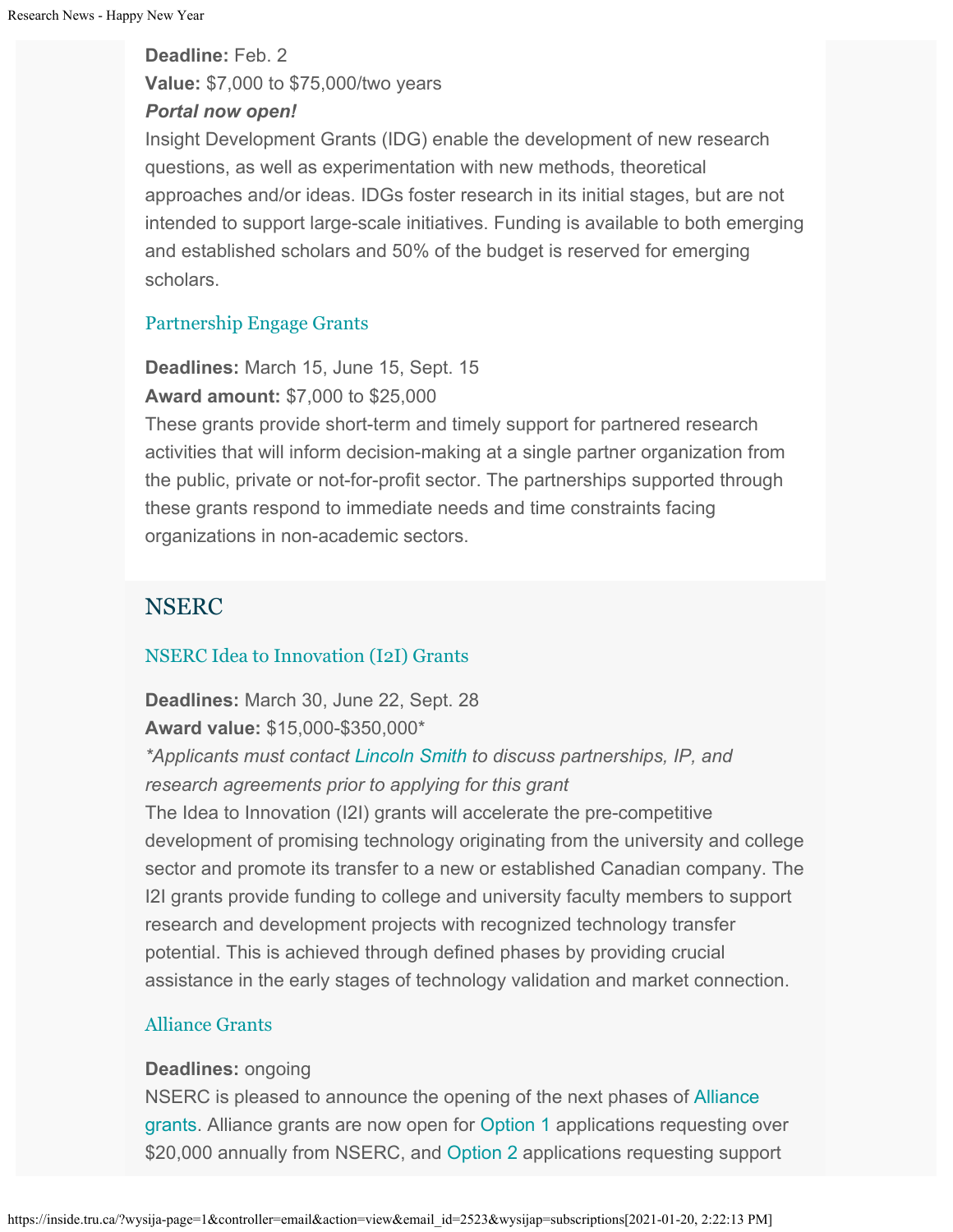**Deadline:** Feb. 2
**Value:** $7,000 to $75,000/two years
***Portal now open!***
Insight Development Grants (IDG) enable the development of new research questions, as well as experimentation with new methods, theoretical approaches and/or ideas. IDGs foster research in its initial stages, but are not intended to support large-scale initiatives. Funding is available to both emerging and established scholars and 50% of the budget is reserved for emerging scholars.

### Partnership Engage Grants

**Deadlines:** March 15, June 15, Sept. 15
**Award amount:** $7,000 to $25,000
These grants provide short-term and timely support for partnered research activities that will inform decision-making at a single partner organization from the public, private or not-for-profit sector. The partnerships supported through these grants respond to immediate needs and time constraints facing organizations in non-academic sectors.

## NSERC

### NSERC Idea to Innovation (I2I) Grants

**Deadlines:** March 30, June 22, Sept. 28
**Award value:** $15,000-$350,000*
*\*Applicants must contact Lincoln Smith to discuss partnerships, IP, and research agreements prior to applying for this grant*
The Idea to Innovation (I2I) grants will accelerate the pre-competitive development of promising technology originating from the university and college sector and promote its transfer to a new or established Canadian company. The I2I grants provide funding to college and university faculty members to support research and development projects with recognized technology transfer potential. This is achieved through defined phases by providing crucial assistance in the early stages of technology validation and market connection.

### Alliance Grants

**Deadlines:** ongoing
NSERC is pleased to announce the opening of the next phases of Alliance grants. Alliance grants are now open for Option 1 applications requesting over $20,000 annually from NSERC, and Option 2 applications requesting support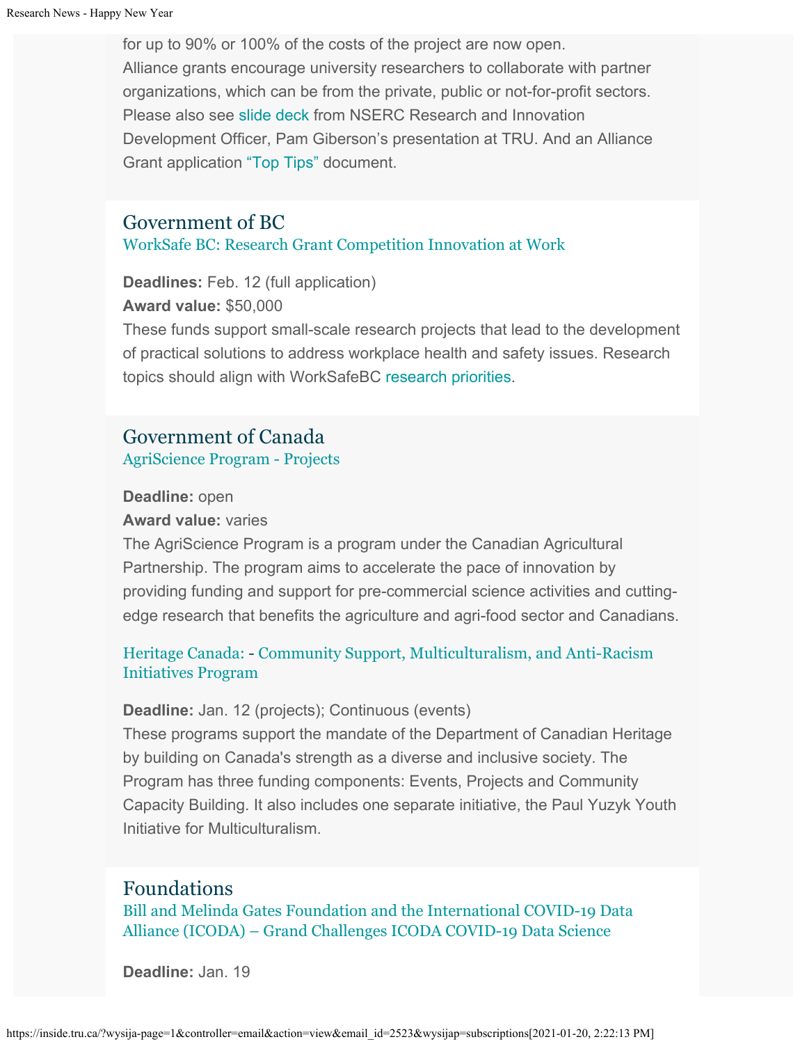for up to 90% or 100% of the costs of the project are now open.
Alliance grants encourage university researchers to collaborate with partner organizations, which can be from the private, public or not-for-profit sectors. Please also see slide deck from NSERC Research and Innovation Development Officer, Pam Giberson's presentation at TRU. And an Alliance Grant application "Top Tips" document.

## Government of BC

### WorkSafe BC: Research Grant Competition Innovation at Work

**Deadlines:** Feb. 12 (full application)
**Award value:** $50,000
These funds support small-scale research projects that lead to the development of practical solutions to address workplace health and safety issues. Research topics should align with WorkSafeBC research priorities.

## Government of Canada

### AgriScience Program - Projects

**Deadline:** open
**Award value:** varies
The AgriScience Program is a program under the Canadian Agricultural Partnership. The program aims to accelerate the pace of innovation by providing funding and support for pre-commercial science activities and cutting-edge research that benefits the agriculture and agri-food sector and Canadians.

### Heritage Canada: - Community Support, Multiculturalism, and Anti-Racism Initiatives Program

**Deadline:** Jan. 12 (projects); Continuous (events)
These programs support the mandate of the Department of Canadian Heritage by building on Canada's strength as a diverse and inclusive society. The Program has three funding components: Events, Projects and Community Capacity Building. It also includes one separate initiative, the Paul Yuzyk Youth Initiative for Multiculturalism.

## Foundations

### Bill and Melinda Gates Foundation and the International COVID-19 Data Alliance (ICODA) – Grand Challenges ICODA COVID-19 Data Science

**Deadline:** Jan. 19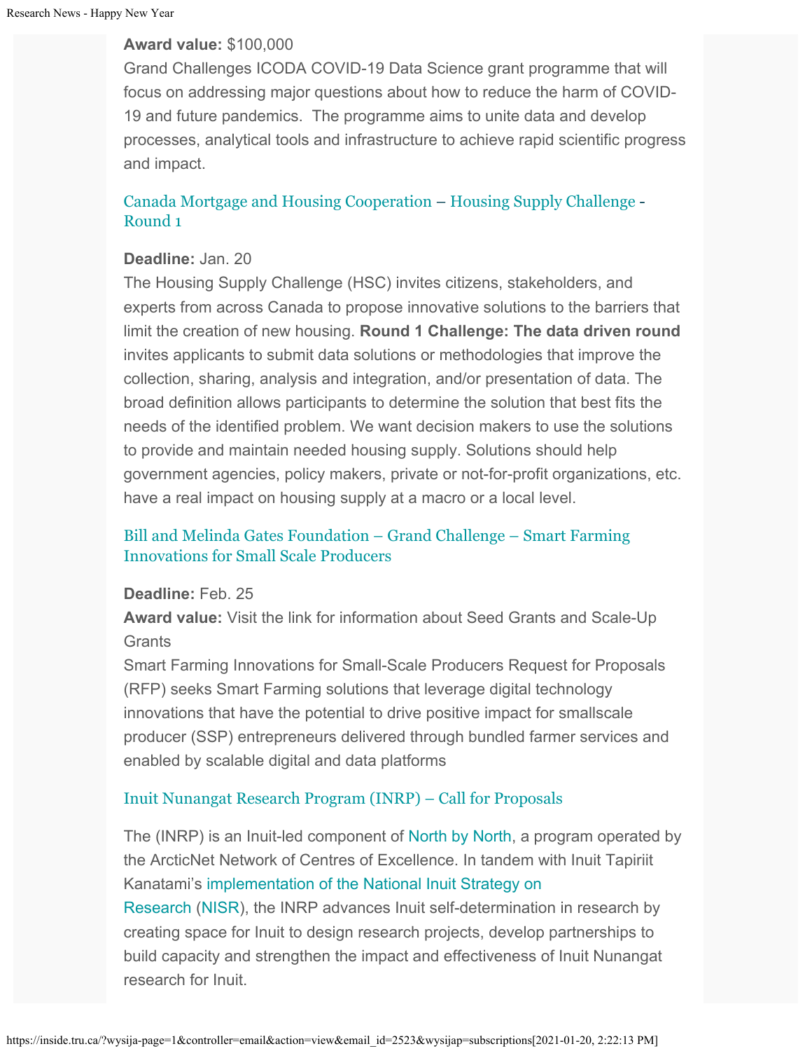**Award value:** $100,000
Grand Challenges ICODA COVID-19 Data Science grant programme that will focus on addressing major questions about how to reduce the harm of COVID-19 and future pandemics. The programme aims to unite data and develop processes, analytical tools and infrastructure to achieve rapid scientific progress and impact.

### Canada Mortgage and Housing Cooperation – Housing Supply Challenge - Round 1

**Deadline:** Jan. 20
The Housing Supply Challenge (HSC) invites citizens, stakeholders, and experts from across Canada to propose innovative solutions to the barriers that limit the creation of new housing. **Round 1 Challenge: The data driven round** invites applicants to submit data solutions or methodologies that improve the collection, sharing, analysis and integration, and/or presentation of data. The broad definition allows participants to determine the solution that best fits the needs of the identified problem. We want decision makers to use the solutions to provide and maintain needed housing supply. Solutions should help government agencies, policy makers, private or not-for-profit organizations, etc. have a real impact on housing supply at a macro or a local level.

### Bill and Melinda Gates Foundation – Grand Challenge – Smart Farming Innovations for Small Scale Producers

**Deadline:** Feb. 25
**Award value:** Visit the link for information about Seed Grants and Scale-Up Grants
Smart Farming Innovations for Small-Scale Producers Request for Proposals (RFP) seeks Smart Farming solutions that leverage digital technology innovations that have the potential to drive positive impact for smallscale producer (SSP) entrepreneurs delivered through bundled farmer services and enabled by scalable digital and data platforms

### Inuit Nunangat Research Program (INRP) – Call for Proposals

The (INRP) is an Inuit-led component of North by North, a program operated by the ArcticNet Network of Centres of Excellence. In tandem with Inuit Tapiriit Kanatami's implementation of the National Inuit Strategy on Research (NISR), the INRP advances Inuit self-determination in research by creating space for Inuit to design research projects, develop partnerships to build capacity and strengthen the impact and effectiveness of Inuit Nunangat research for Inuit.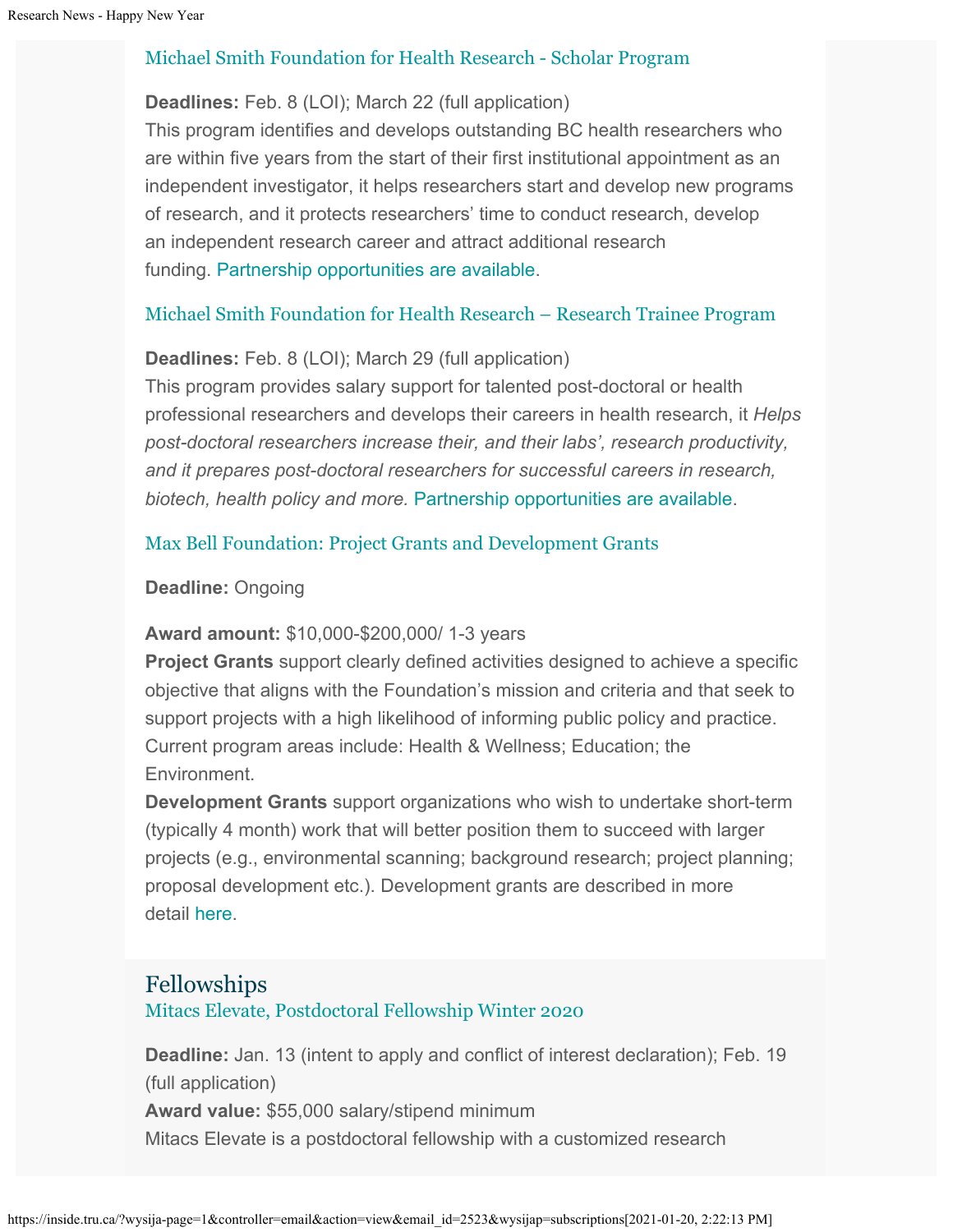### Michael Smith Foundation for Health Research - Scholar Program

**Deadlines:** Feb. 8 (LOI); March 22 (full application)
This program identifies and develops outstanding BC health researchers who are within five years from the start of their first institutional appointment as an independent investigator, it helps researchers start and develop new programs of research, and it protects researchers' time to conduct research, develop an independent research career and attract additional research funding. Partnership opportunities are available.

### Michael Smith Foundation for Health Research – Research Trainee Program

**Deadlines:** Feb. 8 (LOI); March 29 (full application)
This program provides salary support for talented post-doctoral or health professional researchers and develops their careers in health research, it *Helps post-doctoral researchers increase their, and their labs', research productivity, and it prepares post-doctoral researchers for successful careers in research, biotech, health policy and more.* Partnership opportunities are available.

### Max Bell Foundation: Project Grants and Development Grants

**Deadline:** Ongoing

**Award amount:** $10,000-$200,000/ 1-3 years
**Project Grants** support clearly defined activities designed to achieve a specific objective that aligns with the Foundation's mission and criteria and that seek to support projects with a high likelihood of informing public policy and practice. Current program areas include: Health & Wellness; Education; the Environment.
**Development Grants** support organizations who wish to undertake short-term (typically 4 month) work that will better position them to succeed with larger projects (e.g., environmental scanning; background research; project planning; proposal development etc.). Development grants are described in more detail here.

## Fellowships

### Mitacs Elevate, Postdoctoral Fellowship Winter 2020

**Deadline:** Jan. 13 (intent to apply and conflict of interest declaration); Feb. 19 (full application)
**Award value:** $55,000 salary/stipend minimum
Mitacs Elevate is a postdoctoral fellowship with a customized research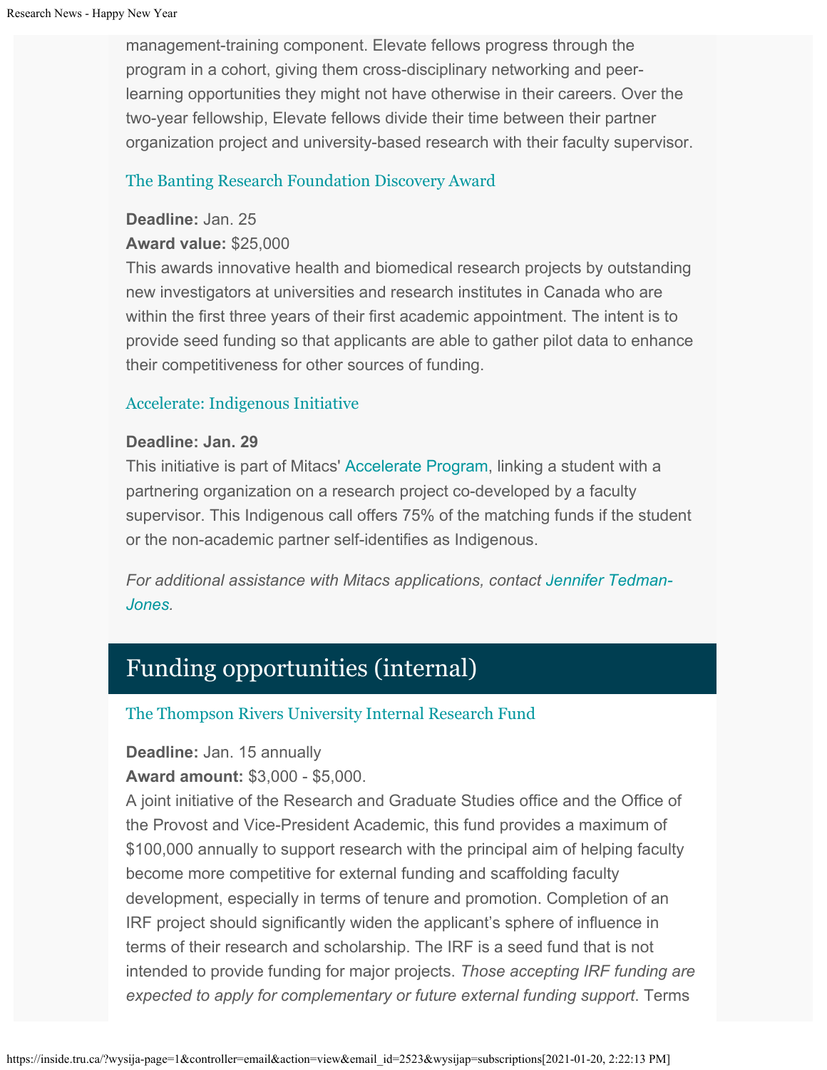management-training component. Elevate fellows progress through the program in a cohort, giving them cross-disciplinary networking and peer-learning opportunities they might not have otherwise in their careers. Over the two-year fellowship, Elevate fellows divide their time between their partner organization project and university-based research with their faculty supervisor.

### The Banting Research Foundation Discovery Award

**Deadline:** Jan. 25
**Award value:** $25,000
This awards innovative health and biomedical research projects by outstanding new investigators at universities and research institutes in Canada who are within the first three years of their first academic appointment. The intent is to provide seed funding so that applicants are able to gather pilot data to enhance their competitiveness for other sources of funding.

### Accelerate: Indigenous Initiative

**Deadline: Jan. 29**
This initiative is part of Mitacs' Accelerate Program, linking a student with a partnering organization on a research project co-developed by a faculty supervisor. This Indigenous call offers 75% of the matching funds if the student or the non-academic partner self-identifies as Indigenous.

*For additional assistance with Mitacs applications, contact Jennifer Tedman-Jones.*

## Funding opportunities (internal)

### The Thompson Rivers University Internal Research Fund

**Deadline:** Jan. 15 annually
**Award amount:** $3,000 - $5,000.
A joint initiative of the Research and Graduate Studies office and the Office of the Provost and Vice-President Academic, this fund provides a maximum of $100,000 annually to support research with the principal aim of helping faculty become more competitive for external funding and scaffolding faculty development, especially in terms of tenure and promotion. Completion of an IRF project should significantly widen the applicant's sphere of influence in terms of their research and scholarship. The IRF is a seed fund that is not intended to provide funding for major projects. *Those accepting IRF funding are expected to apply for complementary or future external funding support*. Terms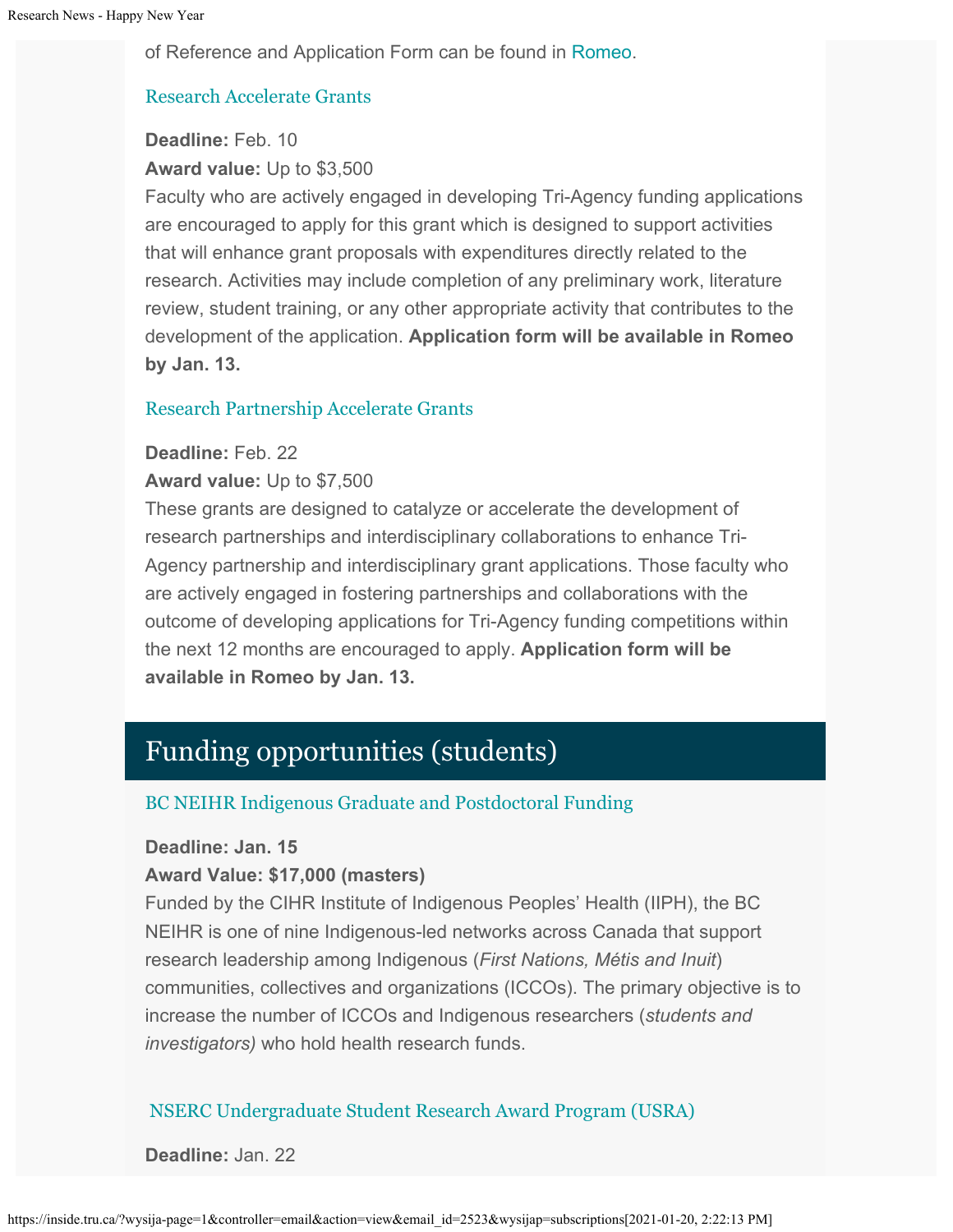of Reference and Application Form can be found in Romeo.

### Research Accelerate Grants

**Deadline:** Feb. 10
**Award value:** Up to $3,500
Faculty who are actively engaged in developing Tri-Agency funding applications are encouraged to apply for this grant which is designed to support activities that will enhance grant proposals with expenditures directly related to the research. Activities may include completion of any preliminary work, literature review, student training, or any other appropriate activity that contributes to the development of the application. **Application form will be available in Romeo by Jan. 13.**

### Research Partnership Accelerate Grants

**Deadline:** Feb. 22
**Award value:** Up to $7,500
These grants are designed to catalyze or accelerate the development of research partnerships and interdisciplinary collaborations to enhance Tri-Agency partnership and interdisciplinary grant applications. Those faculty who are actively engaged in fostering partnerships and collaborations with the outcome of developing applications for Tri-Agency funding competitions within the next 12 months are encouraged to apply. **Application form will be available in Romeo by Jan. 13.**

## Funding opportunities (students)

### BC NEIHR Indigenous Graduate and Postdoctoral Funding

**Deadline: Jan. 15**
**Award Value: $17,000 (masters)**
Funded by the CIHR Institute of Indigenous Peoples' Health (IIPH), the BC NEIHR is one of nine Indigenous-led networks across Canada that support research leadership among Indigenous (*First Nations, Métis and Inuit*) communities, collectives and organizations (ICCOs). The primary objective is to increase the number of ICCOs and Indigenous researchers (*students and investigators)* who hold health research funds.

### NSERC Undergraduate Student Research Award Program (USRA)

**Deadline:** Jan. 22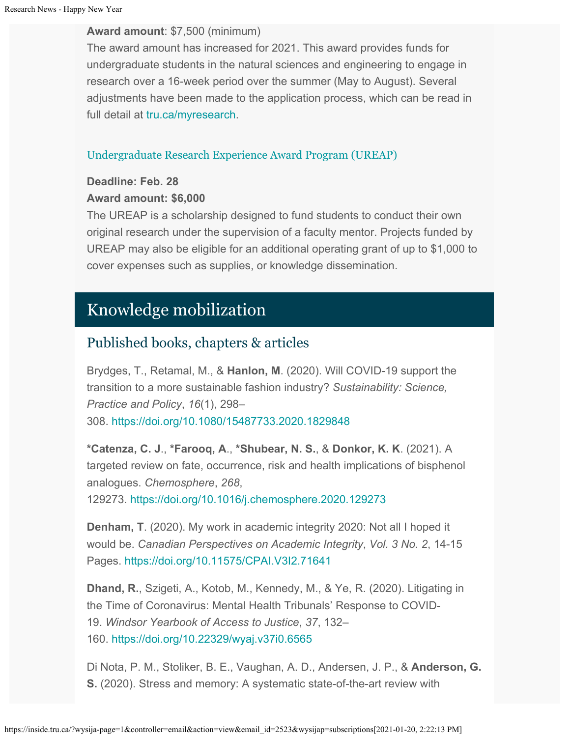**Award amount**: $7,500 (minimum)
The award amount has increased for 2021. This award provides funds for undergraduate students in the natural sciences and engineering to engage in research over a 16-week period over the summer (May to August). Several adjustments have been made to the application process, which can be read in full detail at tru.ca/myresearch.

### Undergraduate Research Experience Award Program (UREAP)

**Deadline: Feb. 28**
**Award amount: $6,000**
The UREAP is a scholarship designed to fund students to conduct their own original research under the supervision of a faculty mentor. Projects funded by UREAP may also be eligible for an additional operating grant of up to $1,000 to cover expenses such as supplies, or knowledge dissemination.

## Knowledge mobilization

### Published books, chapters & articles

Brydges, T., Retamal, M., & **Hanlon, M**. (2020). Will COVID-19 support the transition to a more sustainable fashion industry? *Sustainability: Science, Practice and Policy*, *16*(1), 298–308. https://doi.org/10.1080/15487733.2020.1829848

**\*Catenza, C. J**., **\*Farooq, A**., **\*Shubear, N. S.**, & **Donkor, K. K**. (2021). A targeted review on fate, occurrence, risk and health implications of bisphenol analogues. *Chemosphere*, *268*, 129273. https://doi.org/10.1016/j.chemosphere.2020.129273

**Denham, T**. (2020). My work in academic integrity 2020: Not all I hoped it would be. *Canadian Perspectives on Academic Integrity*, *Vol. 3 No. 2*, 14-15 Pages. https://doi.org/10.11575/CPAI.V3I2.71641

**Dhand, R.**, Szigeti, A., Kotob, M., Kennedy, M., & Ye, R. (2020). Litigating in the Time of Coronavirus: Mental Health Tribunals' Response to COVID-19. *Windsor Yearbook of Access to Justice*, *37*, 132–160. https://doi.org/10.22329/wyaj.v37i0.6565

Di Nota, P. M., Stoliker, B. E., Vaughan, A. D., Andersen, J. P., & **Anderson, G. S.** (2020). Stress and memory: A systematic state-of-the-art review with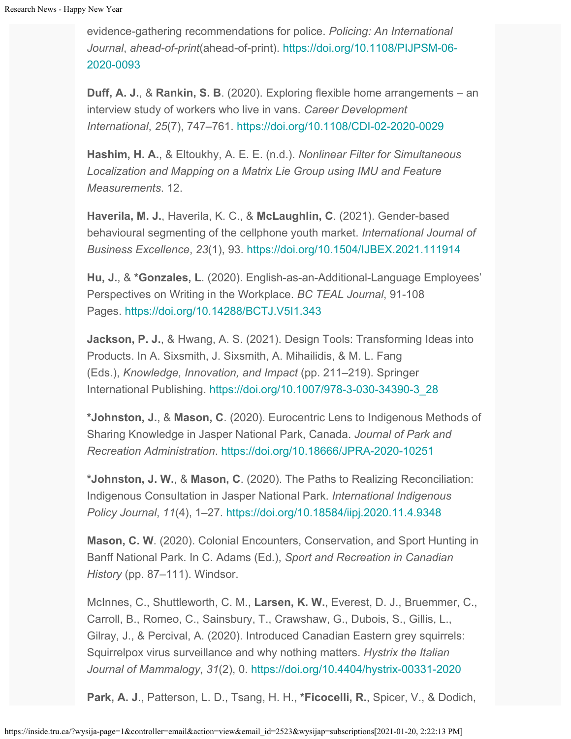evidence-gathering recommendations for police. *Policing: An International Journal*, *ahead-of-print*(ahead-of-print). https://doi.org/10.1108/PIJPSM-06-2020-0093

**Duff, A. J.**, & **Rankin, S. B**. (2020). Exploring flexible home arrangements – an interview study of workers who live in vans. *Career Development International*, *25*(7), 747–761. https://doi.org/10.1108/CDI-02-2020-0029

**Hashim, H. A.**, & Eltoukhy, A. E. E. (n.d.). *Nonlinear Filter for Simultaneous Localization and Mapping on a Matrix Lie Group using IMU and Feature Measurements*. 12.

**Haverila, M. J.**, Haverila, K. C., & **McLaughlin, C**. (2021). Gender-based behavioural segmenting of the cellphone youth market. *International Journal of Business Excellence*, *23*(1), 93. https://doi.org/10.1504/IJBEX.2021.111914

**Hu, J.**, & ***Gonzales, L**. (2020). English-as-an-Additional-Language Employees' Perspectives on Writing in the Workplace. *BC TEAL Journal*, 91-108 Pages. https://doi.org/10.14288/BCTJ.V5I1.343

**Jackson, P. J.**, & Hwang, A. S. (2021). Design Tools: Transforming Ideas into Products. In A. Sixsmith, J. Sixsmith, A. Mihailidis, & M. L. Fang (Eds.), *Knowledge, Innovation, and Impact* (pp. 211–219). Springer International Publishing. https://doi.org/10.1007/978-3-030-34390-3_28

***Johnston, J.**, & **Mason, C**. (2020). Eurocentric Lens to Indigenous Methods of Sharing Knowledge in Jasper National Park, Canada. *Journal of Park and Recreation Administration*. https://doi.org/10.18666/JPRA-2020-10251

***Johnston, J. W.**, & **Mason, C**. (2020). The Paths to Realizing Reconciliation: Indigenous Consultation in Jasper National Park. *International Indigenous Policy Journal*, *11*(4), 1–27. https://doi.org/10.18584/iipj.2020.11.4.9348

**Mason, C. W**. (2020). Colonial Encounters, Conservation, and Sport Hunting in Banff National Park. In C. Adams (Ed.), *Sport and Recreation in Canadian History* (pp. 87–111). Windsor.

McInnes, C., Shuttleworth, C. M., **Larsen, K. W.**, Everest, D. J., Bruemmer, C., Carroll, B., Romeo, C., Sainsbury, T., Crawshaw, G., Dubois, S., Gillis, L., Gilray, J., & Percival, A. (2020). Introduced Canadian Eastern grey squirrels: Squirrelpox virus surveillance and why nothing matters. *Hystrix the Italian Journal of Mammalogy*, *31*(2), 0. https://doi.org/10.4404/hystrix-00331-2020

**Park, A. J**., Patterson, L. D., Tsang, H. H., ***Ficocelli, R.**, Spicer, V., & Dodich,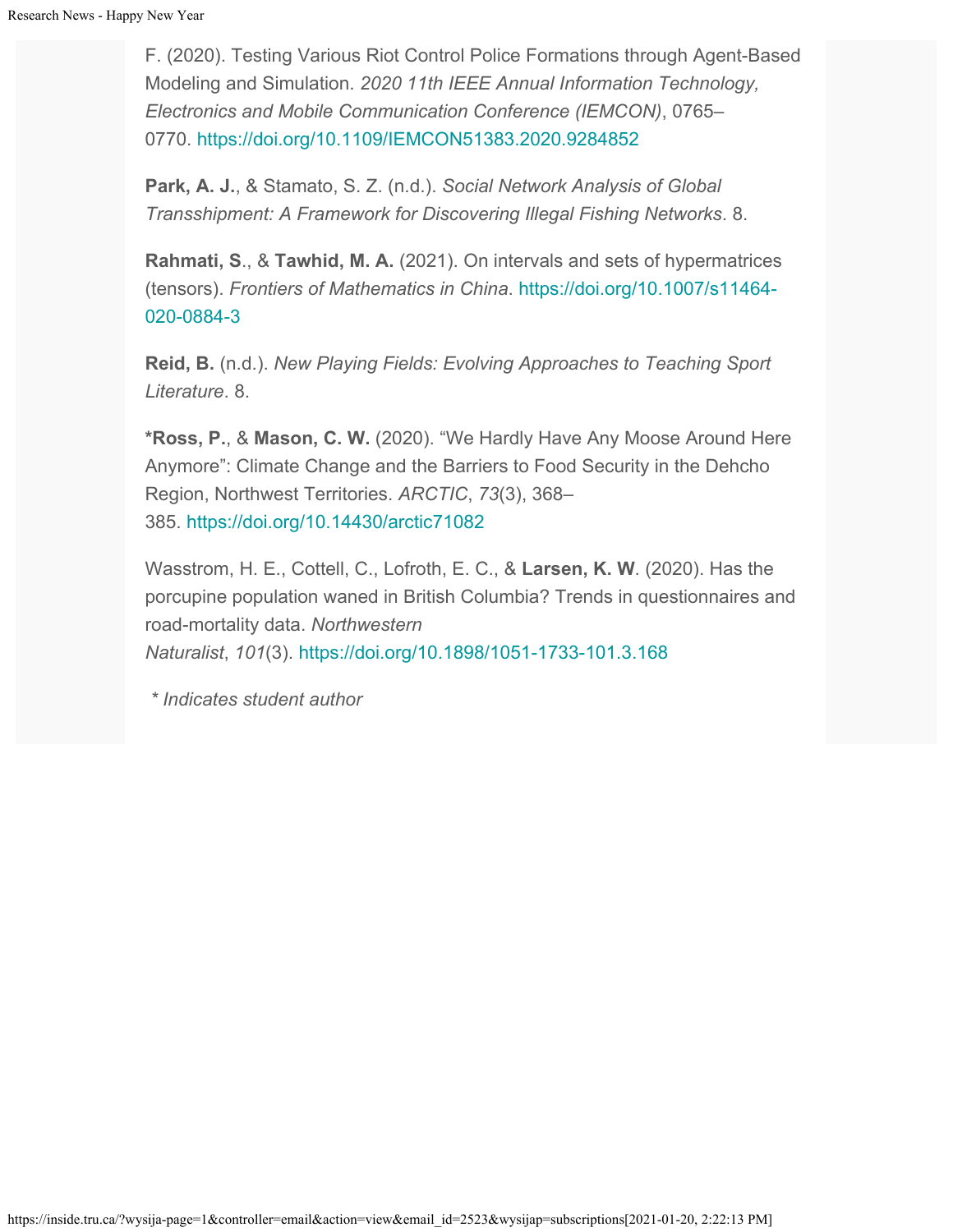F. (2020). Testing Various Riot Control Police Formations through Agent-Based Modeling and Simulation. *2020 11th IEEE Annual Information Technology, Electronics and Mobile Communication Conference (IEMCON)*, 0765–0770. https://doi.org/10.1109/IEMCON51383.2020.9284852

**Park, A. J.**, & Stamato, S. Z. (n.d.). *Social Network Analysis of Global Transshipment: A Framework for Discovering Illegal Fishing Networks*. 8.

**Rahmati, S**., & **Tawhid, M. A.** (2021). On intervals and sets of hypermatrices (tensors). *Frontiers of Mathematics in China*. https://doi.org/10.1007/s11464-020-0884-3

**Reid, B.** (n.d.). *New Playing Fields: Evolving Approaches to Teaching Sport Literature*. 8.

***Ross, P.**, & **Mason, C. W.** (2020). "We Hardly Have Any Moose Around Here Anymore": Climate Change and the Barriers to Food Security in the Dehcho Region, Northwest Territories. *ARCTIC*, *73*(3), 368–385. https://doi.org/10.14430/arctic71082

Wasstrom, H. E., Cottell, C., Lofroth, E. C., & **Larsen, K. W**. (2020). Has the porcupine population waned in British Columbia? Trends in questionnaires and road-mortality data. *Northwestern Naturalist*, *101*(3). https://doi.org/10.1898/1051-1733-101.3.168

*\* Indicates student author*